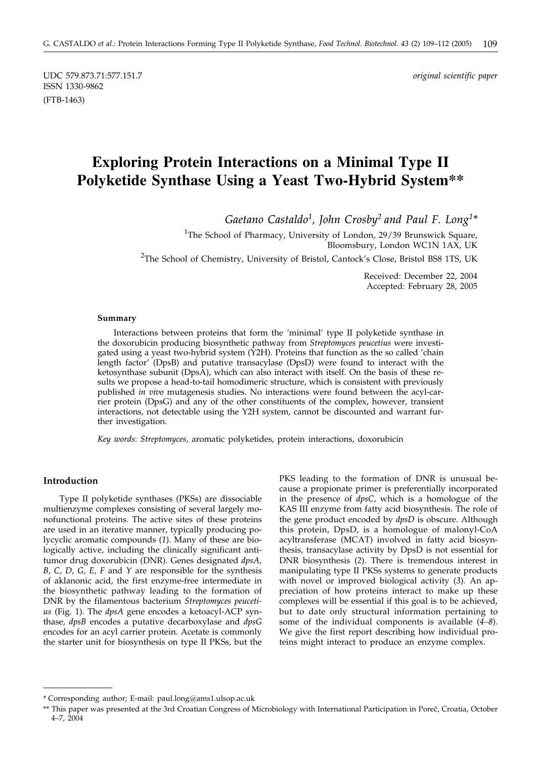UDC 579.873.71:577.151.7
ISSN 1330-9862
(FTB-1463)

*original scientific paper*

# Exploring Protein Interactions on a Minimal Type II Polyketide Synthase Using a Yeast Two-Hybrid System**

*Gaetano Castaldo[1], John Crosby[2] and Paul F. Long[1]**

[1]The School of Pharmacy, University of London, 29/39 Brunswick Square, Bloomsbury, London WC1N 1AX, UK

[2]The School of Chemistry, University of Bristol, Cantock's Close, Bristol BS8 1TS, UK

Received: December 22, 2004
Accepted: February 28, 2005

### Summary

Interactions between proteins that form the 'minimal' type II polyketide synthase in the doxorubicin producing biosynthetic pathway from *Streptomyces peucetius* were investigated using a yeast two-hybrid system (Y2H). Proteins that function as the so called 'chain length factor' (DpsB) and putative transacylase (DpsD) were found to interact with the ketosynthase subunit (DpsA), which can also interact with itself. On the basis of these results we propose a head-to-tail homodimeric structure, which is consistent with previously published *in vivo* mutagenesis studies. No interactions were found between the acyl-carrier protein (DpsG) and any of the other constituents of the complex, however, transient interactions, not detectable using the Y2H system, cannot be discounted and warrant further investigation.

*Key words*: *Streptomyces*, aromatic polyketides, protein interactions, doxorubicin

## Introduction

Type II polyketide synthases (PKSs) are dissociable multienzyme complexes consisting of several largely monofunctional proteins. The active sites of these proteins are used in an iterative manner, typically producing polycyclic aromatic compounds (*1*). Many of these are biologically active, including the clinically significant antitumor drug doxorubicin (DNR). Genes designated *dpsA, B, C, D, G, E, F* and *Y* are responsible for the synthesis of aklanonic acid, the first enzyme-free intermediate in the biosynthetic pathway leading to the formation of DNR by the filamentous bacterium *Streptomyces peucetius* (Fig. 1). The *dpsA* gene encodes a ketoacyl-ACP synthase, *dpsB* encodes a putative decarboxylase and *dpsG* encodes for an acyl carrier protein. Acetate is commonly the starter unit for biosynthesis on type II PKSs, but the PKS leading to the formation of DNR is unusual because a propionate primer is preferentially incorporated in the presence of *dpsC*, which is a homologue of the KAS III enzyme from fatty acid biosynthesis. The role of the gene product encoded by *dpsD* is obscure. Although this protein, DpsD, is a homologue of malonyl-CoA acyltransferase (MCAT) involved in fatty acid biosynthesis, transacylase activity by DpsD is not essential for DNR biosynthesis (*2*). There is tremendous interest in manipulating type II PKSs systems to generate products with novel or improved biological activity (*3*). An appreciation of how proteins interact to make up these complexes will be essential if this goal is to be achieved, but to date only structural information pertaining to some of the individual components is available (*4–8*). We give the first report describing how individual proteins might interact to produce an enzyme complex.

---

* Corresponding author; E-mail: paul.long@ams1.ulsop.ac.uk

** This paper was presented at the 3rd Croatian Congress of Microbiology with International Participation in Poreč, Croatia, October 4–7, 2004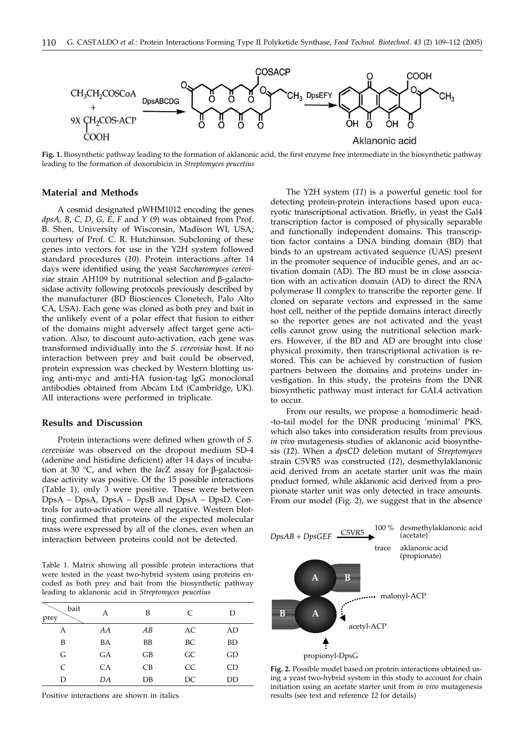Fig. 1. Biosynthetic pathway leading to the formation of aklanonic acid, the first enzyme free intermediate in the biosynthetic pathway leading to the formation of doxorubicin in *Streptomyces peucetius*

## Material and Methods

A cosmid designated pWHM1012 encoding the genes *dpsA, B, C, D, G, E, F* and *Y* (*9*) was obtained from Prof. B. Shen, University of Wisconsin, Madison WI, USA; courtesy of Prof. C. R. Hutchinson. Subcloning of these genes into vectors for use in the Y2H system followed standard procedures (*10*). Protein interactions after 14 days were identified using the yeast *Saccharomyces cerevisiae* strain AH109 by nutritional selection and β-galactosidase activity following protocols previously described by the manufacturer (BD Biosciences Clonetech, Palo Alto CA, USA). Each gene was cloned as both prey and bait in the unlikely event of a polar effect that fusion to either of the domains might adversely affect target gene activation. Also, to discount auto-activation, each gene was transformed individually into the *S. cerevisiae* host. If no interaction between prey and bait could be observed, protein expression was checked by Western blotting using anti-myc and anti-HA fusion-tag IgG monoclonal antibodies obtained from Abcam Ltd (Cambridge, UK). All interactions were performed in triplicate.

## Results and Discussion

Protein interactions were defined when growth of *S. cerevisiae* was observed on the dropout medium SD-4 (adenine and histidine deficient) after 14 days of incubation at 30 °C, and when the *lac*Z assay for β-galactosidase activity was positive. Of the 15 possible interactions (Table 1), only 3 were positive. These were between DpsA – DpsA, DpsA – DpsB and DpsA – DpsD. Controls for auto-activation were all negative. Western blotting confirmed that proteins of the expected molecular mass were expressed by all of the clones, even when an interaction between proteins could not be detected.

Table 1. Matrix showing all possible protein interactions that were tested in the yeast two-hybrid system using proteins encoded as both prey and bait from the biosynthetic pathway leading to aklanonic acid in *Streptomyces peucetius*

| prey \ bait | A | B | C | D |
|---|---|---|---|---|
| A | *AA* | *AB* | AC | AD |
| B | BA | BB | BC | BD |
| G | GA | GB | GC | GD |
| C | CA | CB | CC | CD |
| D | *DA* | DB | DC | DD |

Positive interactions are shown in italics

The Y2H system (*11*) is a powerful genetic tool for detecting protein-protein interactions based upon eucaryotic transcriptional activation. Briefly, in yeast the Gal4 transcription factor is composed of physically separable and functionally independent domains. This transcription factor contains a DNA binding domain (BD) that binds to an upstream activated sequence (UAS) present in the promoter sequence of inducible genes, and an activation domain (AD). The BD must be in close association with an activation domain (AD) to direct the RNA polymerase II complex to transcribe the reporter gene. If cloned on separate vectors and expressed in the same host cell, neither of the peptide domains interact directly so the reporter genes are not activated and the yeast cells cannot grow using the nutritional selection markers. However, if the BD and AD are brought into close physical proximity, then transcriptional activation is restored. This can be achieved by construction of fusion partners between the domains and proteins under investigation. In this study, the proteins from the DNR biosynthetic pathway must interact for GAL4 activation to occur.

From our results, we propose a homodimeric head-to-tail model for the DNR producing 'minimal' PKS, which also takes into consideration results from previous *in vivo* mutagenesis studies of aklanonic acid biosynthesis (*12*). When a *dpsCD* deletion mutant of *Streptomyces* strain C5VR5 was constructed (*12*), desmethylaklanonic acid derived from an acetate starter unit was the main product formed, while aklanonic acid derived from a propionate starter unit was only detected in trace amounts. From our model (Fig. 2), we suggest that in the absence

Fig. 2. Possible model based on protein interactions obtained using a yeast two-hybrid system in this study to account for chain initiation using an acetate starter unit from *in vivo* mutagenesis results (see text and reference *12* for details)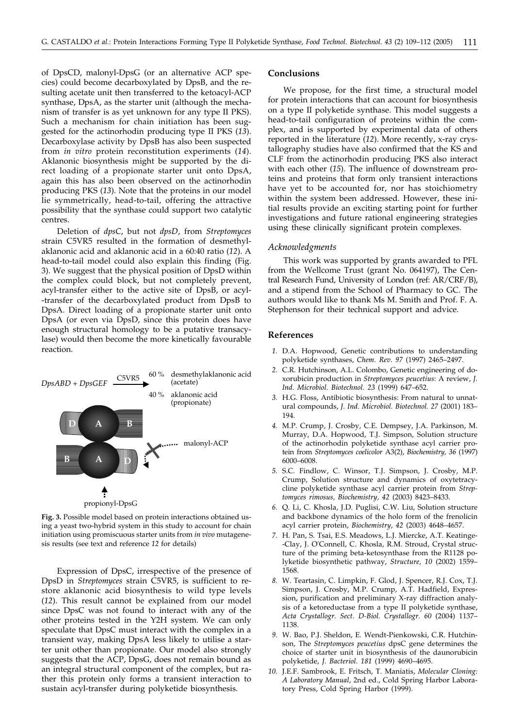of DpsCD, malonyl-DpsG (or an alternative ACP species) could become decarboxylated by DpsB, and the resulting acetate unit then transferred to the ketoacyl-ACP synthase, DpsA, as the starter unit (although the mechanism of transfer is as yet unknown for any type II PKS). Such a mechanism for chain initiation has been suggested for the actinorhodin producing type II PKS (*13*). Decarboxylase activity by DpsB has also been suspected from *in vitro* protein reconstitution experiments (*14*). Aklanonic biosynthesis might be supported by the direct loading of a propionate starter unit onto DpsA, again this has also been observed on the actinorhodin producing PKS (*13*). Note that the proteins in our model lie symmetrically, head-to-tail, offering the attractive possibility that the synthase could support two catalytic centres.

Deletion of *dpsC*, but not *dpsD*, from *Streptomyces* strain C5VR5 resulted in the formation of desmethylaklanonic acid and aklanonic acid in a 60:40 ratio (*12*). A head-to-tail model could also explain this finding (Fig. 3). We suggest that the physical position of DpsD within the complex could block, but not completely prevent, acyl-transfer either to the active site of DpsB, or acyl-transfer of the decarboxylated product from DpsB to DpsA. Direct loading of a propionate starter unit onto DpsA (or even via DpsD, since this protein does have enough structural homology to be a putative transacylase) would then become the more kinetically favourable reaction.

*DpsABD + DpsGEF* —C5VR5→ 60 % desmethylaklanonic acid (acetate); 40 % aklanonic acid (propionate)

**Fig. 3.** Possible model based on protein interactions obtained using a yeast two-hybrid system in this study to account for chain initiation using promiscuous starter units from *in vivo* mutagenesis results (see text and reference *12* for details)

Expression of DpsC, irrespective of the presence of DpsD in *Streptomyces* strain C5VR5, is sufficient to restore aklanonic acid biosynthesis to wild type levels (*12*). This result cannot be explained from our model since DpsC was not found to interact with any of the other proteins tested in the Y2H system. We can only speculate that DpsC must interact with the complex in a transient way, making DpsA less likely to utilise a starter unit other than propionate. Our model also strongly suggests that the ACP, DpsG, does not remain bound as an integral structural component of the complex, but rather this protein only forms a transient interaction to sustain acyl-transfer during polyketide biosynthesis.

## Conclusions

We propose, for the first time, a structural model for protein interactions that can account for biosynthesis on a type II polyketide synthase. This model suggests a head-to-tail configuration of proteins within the complex, and is supported by experimental data of others reported in the literature (*12*). More recently, x-ray crystallography studies have also confirmed that the KS and CLF from the actinorhodin producing PKS also interact with each other (*15*). The influence of downstream proteins and proteins that form only transient interactions have yet to be accounted for, nor has stoichiometry within the system been addressed. However, these initial results provide an exciting starting point for further investigations and future rational engineering strategies using these clinically significant protein complexes.

### *Acknowledgments*

This work was supported by grants awarded to PFL from the Wellcome Trust (grant No. 064197), The Central Research Fund, University of London (ref: AR/CRF/B), and a stipend from the School of Pharmacy to GC. The authors would like to thank Ms M. Smith and Prof. F. A. Stephenson for their technical support and advice.

## References

1. D.A. Hopwood, Genetic contributions to understanding polyketide synthases, *Chem. Rev. 97* (1997) 2465–2497.
2. C.R. Hutchinson, A.L. Colombo, Genetic engineering of doxorubicin production in *Streptomyces peucetius*: A review, *J. Ind. Microbiol. Biotechnol. 23* (1999) 647–652.
3. H.G. Floss, Antibiotic biosynthesis: From natural to unnatural compounds, *J. Ind. Microbiol. Biotechnol. 27* (2001) 183–194.
4. M.P. Crump, J. Crosby, C.E. Dempsey, J.A. Parkinson, M. Murray, D.A. Hopwood, T.J. Simpson, Solution structure of the actinorhodin polyketide synthase acyl carrier protein from *Streptomyces coelicolor* A3(2), *Biochemistry, 36* (1997) 6000–6008.
5. S.C. Findlow, C. Winsor, T.J. Simpson, J. Crosby, M.P. Crump, Solution structure and dynamics of oxytetracycline polyketide synthase acyl carrier protein from *Streptomyces rimosus*, *Biochemistry, 42* (2003) 8423–8433.
6. Q. Li, C. Khosla, J.D. Puglisi, C.W. Liu, Solution structure and backbone dynamics of the holo form of the frenolicin acyl carrier protein, *Biochemistry, 42* (2003) 4648–4657.
7. H. Pan, S. Tsai, E.S. Meadows, L.J. Miercke, A.T. Keatinge-Clay, J. O'Connell, C. Khosla, R.M. Stroud, Crystal structure of the priming beta-ketosynthase from the R1128 polyketide biosynthetic pathway, *Structure, 10* (2002) 1559–1568.
8. W. Teartasin, C. Limpkin, F. Glod, J. Spencer, R.J. Cox, T.J. Simpson, J. Crosby, M.P. Crump, A.T. Hadfield, Expression, purification and preliminary X-ray diffraction analysis of a ketoreductase from a type II polyketide synthase, *Acta Crystallogr. Sect. D-Biol. Crystallogr. 60* (2004) 1137–1138.
9. W. Bao, P.J. Sheldon, E. Wendt-Pienkowski, C.R. Hutchinson, The *Streptomyces peucetius* dpsC gene determines the choice of starter unit in biosynthesis of the daunorubicin polyketide, *J. Bacteriol. 181* (1999) 4690–4695.
10. J.E.F. Sambrook, E. Fritsch, T. Maniatis, *Molecular Cloning: A Laboratory Manual*, 2nd ed., Cold Spring Harbor Laboratory Press, Cold Spring Harbor (1999).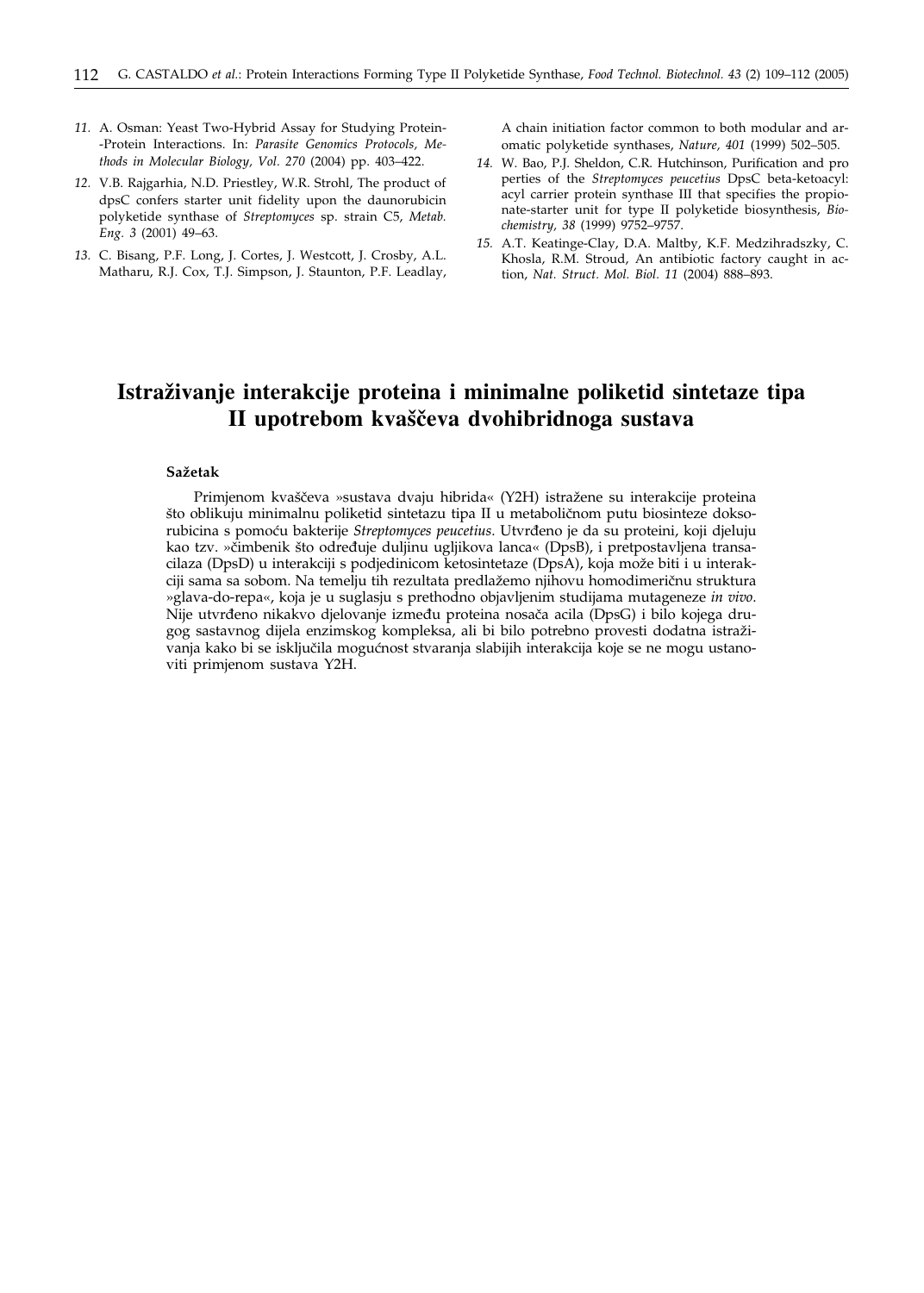11. A. Osman: Yeast Two-Hybrid Assay for Studying Protein-Protein Interactions. In: *Parasite Genomics Protocols, Methods in Molecular Biology, Vol. 270* (2004) pp. 403–422.
12. V.B. Rajgarhia, N.D. Priestley, W.R. Strohl, The product of dpsC confers starter unit fidelity upon the daunorubicin polyketide synthase of *Streptomyces* sp. strain C5, *Metab. Eng. 3* (2001) 49–63.
13. C. Bisang, P.F. Long, J. Cortes, J. Westcott, J. Crosby, A.L. Matharu, R.J. Cox, T.J. Simpson, J. Staunton, P.F. Leadlay, A chain initiation factor common to both modular and aromatic polyketide synthases, *Nature, 401* (1999) 502–505.
14. W. Bao, P.J. Sheldon, C.R. Hutchinson, Purification and properties of the *Streptomyces peucetius* DpsC beta-ketoacyl: acyl carrier protein synthase III that specifies the propionate-starter unit for type II polyketide biosynthesis, *Biochemistry, 38* (1999) 9752–9757.
15. A.T. Keatinge-Clay, D.A. Maltby, K.F. Medzihradszky, C. Khosla, R.M. Stroud, An antibiotic factory caught in action, *Nat. Struct. Mol. Biol. 11* (2004) 888–893.

# Istraživanje interakcije proteina i minimalne poliketid sintetaze tipa II upotrebom kvaščeva dvohibridnoga sustava

**Sažetak**

Primjenom kvaščeva »sustava dvaju hibrida« (Y2H) istražene su interakcije proteina što oblikuju minimalnu poliketid sintetazu tipa II u metaboličnom putu biosinteze doksorubicina s pomoću bakterije *Streptomyces peucetius*. Utvrđeno je da su proteini, koji djeluju kao tzv. »čimbenik što određuje duljinu ugljikova lanca« (DpsB), i pretpostavljena transacilaza (DpsD) u interakciji s podjedinicom ketosintetaze (DpsA), koja može biti i u interakciji sama sa sobom. Na temelju tih rezultata predlažemo njihovu homodimeričnu struktura »glava-do-repa«, koja je u suglasju s prethodno objavljenim studijama mutageneze *in vivo*. Nije utvrđeno nikakvo djelovanje između proteina nosača acila (DpsG) i bilo kojega drugog sastavnog dijela enzimskog kompleksa, ali bi bilo potrebno provesti dodatna istraživanja kako bi se isključila mogućnost stvaranja slabijih interakcija koje se ne mogu ustanoviti primjenom sustava Y2H.